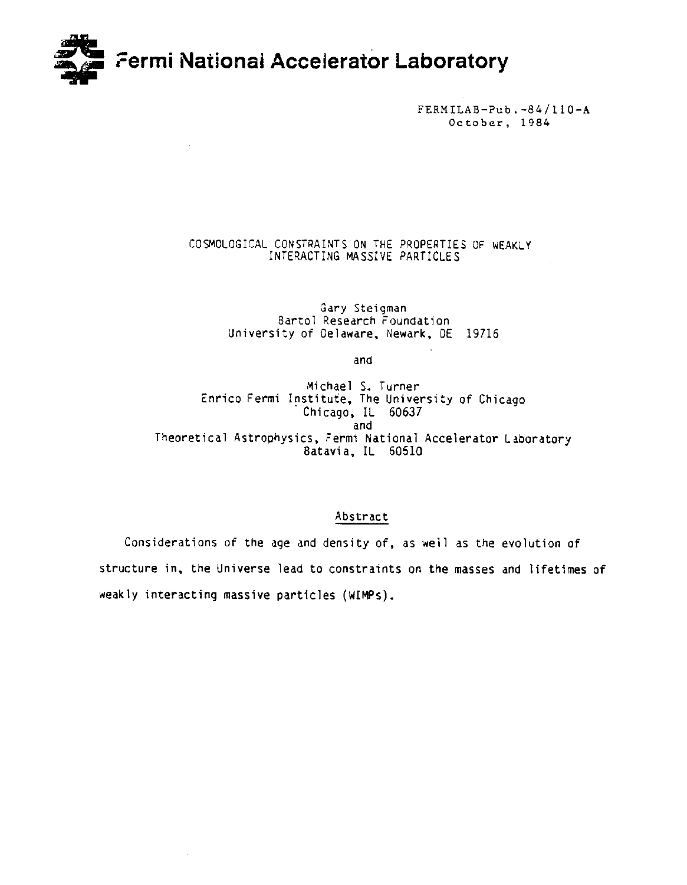Fermi National Accelerator Laboratory

FERMILAB-Pub.-84/110-A
October, 1984

# COSMOLOGICAL CONSTRAINTS ON THE PROPERTIES OF WEAKLY INTERACTING MASSIVE PARTICLES

Gary Steigman
Bartol Research Foundation
University of Delaware, Newark, DE 19716

and

Michael S. Turner
Enrico Fermi Institute, The University of Chicago
Chicago, IL 60637
and
Theoretical Astrophysics, Fermi National Accelerator Laboratory
Batavia, IL 60510

## Abstract

Considerations of the age and density of, as well as the evolution of structure in, the Universe lead to constraints on the masses and lifetimes of weakly interacting massive particles (WIMPs).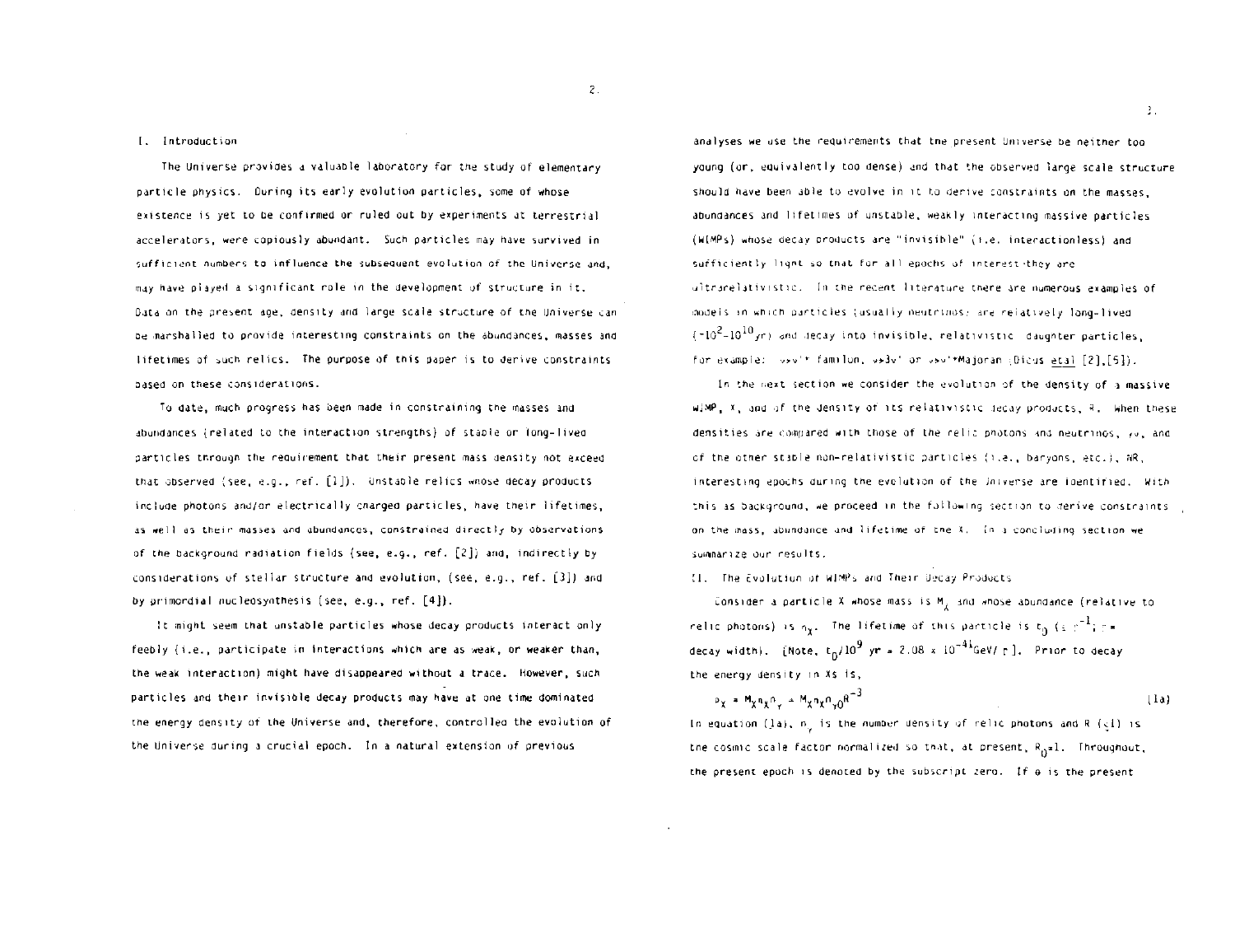# I. Introduction

The Universe provides a valuable laboratory for the study of elementary particle physics. During its early evolution particles, some of whose existence is yet to be confirmed or ruled out by experiments at terrestrial accelerators, were copiously abundant. Such particles may have survived in sufficient numbers to influence the subsequent evolution of the Universe and, may have played a significant role in the development of structure in it. Data on the present age, density and large scale structure of the Universe can be marshalled to provide interesting constraints on the abundances, masses and lifetimes of such relics. The purpose of this paper is to derive constraints based on these considerations.

To date, much progress has been made in constraining the masses and abundances (related to the interaction strengths) of stable or long-lived particles through the requirement that their present mass density not exceed that observed (see, e.g., ref. [1]). Unstable relics whose decay products include photons and/or electrically charged particles, have their lifetimes, as well as their masses and abundances, constrained directly by observations of the background radiation fields (see, e.g., ref. [2]) and, indirectly by considerations of stellar structure and evolution, (see, e.g., ref. [3]) and by primordial nucleosynthesis (see, e.g., ref. [4]).

It might seem that unstable particles whose decay products interact only feebly (i.e., participate in interactions which are as weak, or weaker than, the weak interaction) might have disappeared without a trace. However, such particles and their invisible decay products may have at one time dominated the energy density of the Universe and, therefore, controlled the evolution of the Universe during a crucial epoch. In a natural extension of previous analyses we use the requirements that the present Universe be neither too young (or, equivalently too dense) and that the observed large scale structure should have been able to evolve in it to derive constraints on the masses, abundances and lifetimes of unstable, weakly interacting massive particles (WIMPs) whose decay products are "invisible" (i.e. interactionless) and sufficiently light so that for all epochs of interest they are ultrarelativistic. In the recent literature there are numerous examples of models in which particles (usually neutrinos) are relatively long-lived ($\sim 10^2$–$10^{10}$ yr) and decay into invisible, relativistic daughter particles, for example: $\nu \to \nu' +$ familon, $\nu \to 3\nu'$ or $\nu \to \nu' +$Majoron (Dicus et al [2],[5]).

In the next section we consider the evolution of the density of a massive WIMP, X, and of the density of its relativistic decay products, R. When these densities are compared with those of the relic photons and neutrinos, $\gamma\nu$, and of the other stable non-relativistic particles (i.e., baryons, etc.), NR, interesting epochs during the evolution of the Universe are identified. With this as background, we proceed in the following section to derive constraints on the mass, abundance and lifetime of the X. In a concluding section we summarize our results.

# II. The Evolution of WIMPs and Their Decay Products

Consider a particle X whose mass is $M_X$ and whose abundance (relative to relic photons) is $n_X$. The lifetime of this particle is $t_D$ ($\equiv \Gamma^{-1}$; $\Gamma =$ decay width). [Note, $t_D/10^9$ yr $= 2.08 \times 10^{-41}$GeV/ $\Gamma$]. Prior to decay the energy density in Xs is,

$$\rho_X = M_X n_X n_\gamma = M_X n_X n_{\gamma 0} R^{-3} \tag{1a}$$

In equation (1a), $n_\gamma$ is the number density of relic photons and R ($\leq 1$) is the cosmic scale factor normalized so that, at present, $R_0 = 1$. Throughout, the present epoch is denoted by the subscript zero. If $\Theta$ is the present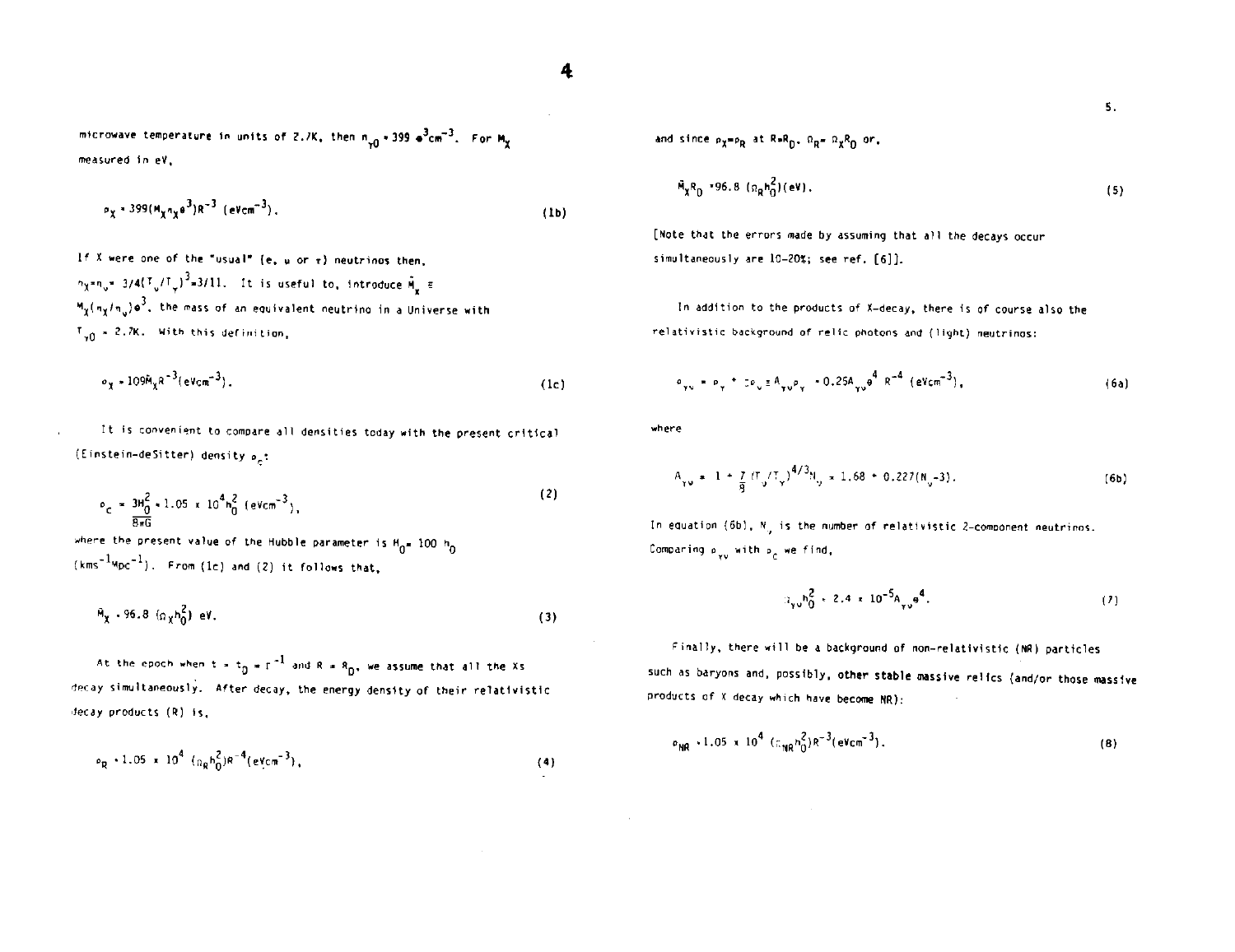microwave temperature in units of 2.7K, then $n_{\gamma 0} = 399\ \theta^3 cm^{-3}$. For $M_X$ measured in eV,

$$\rho_X = 399(M_X n_X \theta^3) R^{-3}\ (\text{eVcm}^{-3}). \tag{1b}$$

If X were one of the "usual" (e, $\mu$ or $\tau$) neutrinos then, $n_X = n_\nu = 3/4(T_\nu/T_\gamma)^3 = 3/11$. It is useful to, introduce $\tilde{M}_X \equiv M_X(n_X/n_\nu)\theta^3$, the mass of an equivalent neutrino in a Universe with $T_{\gamma 0} = 2.7K$. With this definition,

$$\rho_X = 109 \tilde{M}_X R^{-3} (\text{eVcm}^{-3}). \tag{1c}$$

It is convenient to compare all densities today with the present critical (Einstein-deSitter) density $\rho_c$:

$$\rho_c = \frac{3H_0^2}{8\pi G} = 1.05 \times 10^4 h_0^2\ (\text{eVcm}^{-3}), \tag{2}$$

where the present value of the Hubble parameter is $H_0 = 100\ h_0$ ($\text{kms}^{-1}\text{Mpc}^{-1}$). From (1c) and (2) it follows that,

$$\tilde{M}_X = 96.8\ (\Omega_X h_0^2)\ \text{eV}. \tag{3}$$

At the epoch when $t = t_D = \Gamma^{-1}$ and $R = R_D$, we assume that all the Xs decay simultaneously. After decay, the energy density of their relativistic decay products (R) is,

$$\rho_R = 1.05 \times 10^4\ (\Omega_R h_0^2) R^{-4} (\text{eVcm}^{-3}), \tag{4}$$

and since $\rho_X = \rho_R$ at $R = R_D$, $\Omega_R = \Omega_X R_D$ or,

$$\tilde{M}_X R_D = 96.8\ (\Omega_R h_0^2)(\text{eV}). \tag{5}$$

[Note that the errors made by assuming that all the decays occur simultaneously are 10-20%; see ref. [6]].

In addition to the products of X-decay, there is of course also the relativistic background of relic photons and (light) neutrinos:

$$\rho_{\gamma\nu} = \rho_\gamma + \Sigma\rho_\nu \equiv A_{\gamma\nu}\rho_\gamma = 0.25 A_{\gamma\nu}\theta^4\ R^{-4}\ (\text{eVcm}^{-3}), \tag{6a}$$

where

$$A_{\gamma\nu} = 1 + \frac{7}{8}(T_\nu/T_\gamma)^{4/3} N_\nu = 1.68 + 0.227(N_\nu - 3). \tag{6b}$$

In equation (6b), $N_\nu$ is the number of relativistic 2-component neutrinos. Comparing $\rho_{\gamma\nu}$ with $\rho_c$ we find,

$$\Omega_{\gamma\nu} h_0^2 = 2.4 \times 10^{-5} A_{\gamma\nu}\theta^4. \tag{7}$$

Finally, there will be a background of non-relativistic (NR) particles such as baryons and, possibly, other stable massive relics (and/or those massive products of X decay which have become NR):

$$\rho_{NR} = 1.05 \times 10^4\ (\Omega_{NR} h_0^2) R^{-3} (\text{eVcm}^{-3}). \tag{8}$$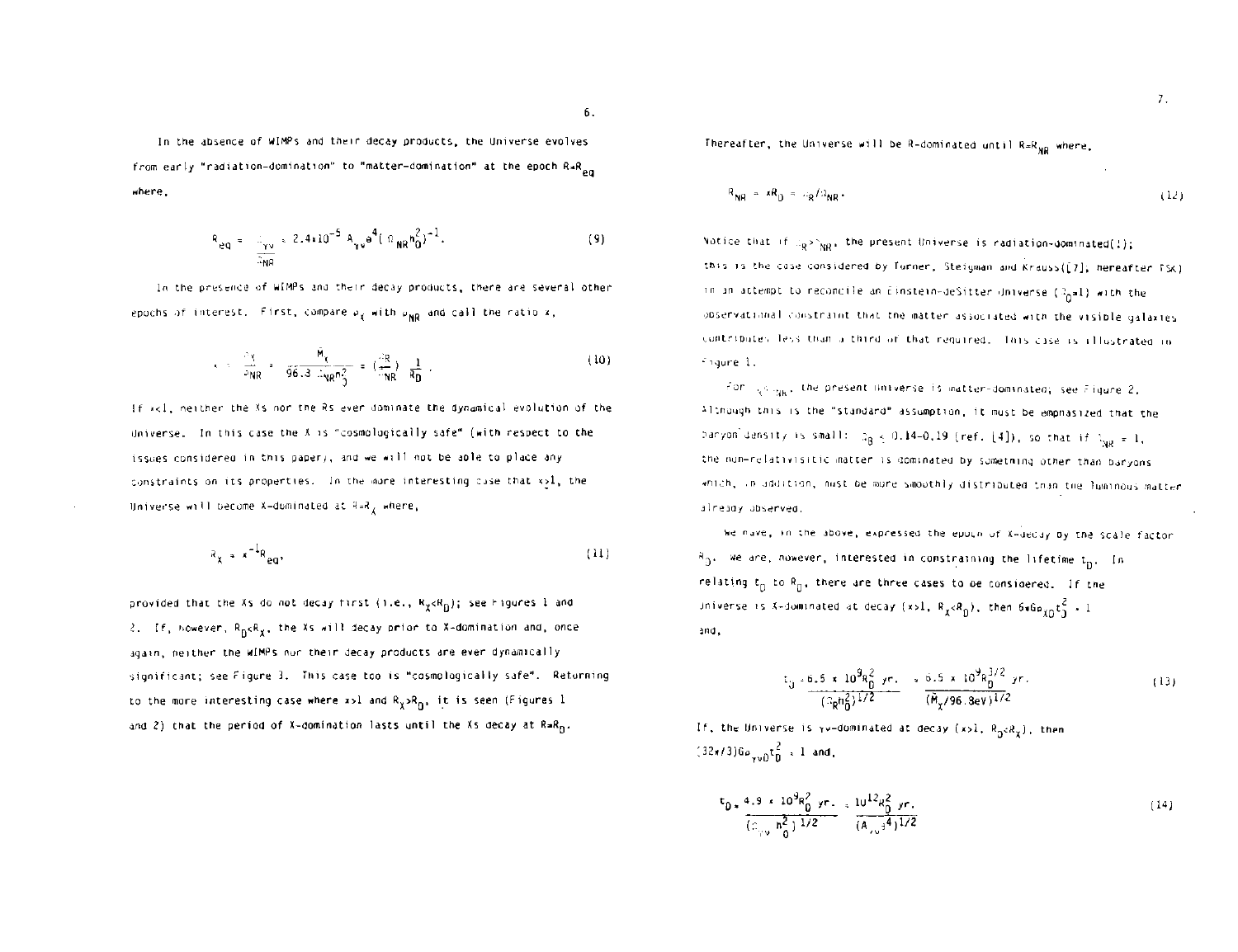In the absence of WIMPs and their decay products, the Universe evolves from early "radiation-domination" to "matter-domination" at the epoch $R = R_{eq}$ where,

$$R_{eq} = \frac{\rho_{\gamma\nu}}{\rho_{NR}} = 2.4 \times 10^{-5} A_{\gamma\nu} \theta^4 (\Omega_{NR} h_0^2)^{-1}. \tag{9}$$

In the presence of WIMPs and their decay products, there are several other epochs of interest. First, compare $\rho_X$ with $\rho_{NR}$ and call the ratio $x$,

$$x = \frac{\rho_X}{\rho_{NR}} = \frac{M_X}{96.3\ \Omega_{NR} h_0^2} = \left(\frac{\Omega_R}{\Omega_{NR}}\right) \frac{1}{R_D}. \tag{10}$$

If $x<1$, neither the Xs nor the Rs ever dominate the dynamical evolution of the Universe. In this case the X is "cosmologically safe" (with respect to the issues considered in this paper), and we will not be able to place any constraints on its properties. In the more interesting case that $x \geq 1$, the Universe will become X-dominated at $R = R_X$ where,

$$R_X = x^{-1} R_{eq}, \tag{11}$$

provided that the Xs do not decay first (i.e., $R_X < R_D$); see Figures 1 and 2. If, however, $R_D < R_X$, the Xs will decay prior to X-domination and, once again, neither the WIMPs nor their decay products are ever dynamically significant; see Figure 3. This case too is "cosmologically safe". Returning to the more interesting case where $x>1$ and $R_X > R_D$, it is seen (Figures 1 and 2) that the period of X-domination lasts until the Xs decay at $R = R_D$.

Thereafter, the Universe will be R-dominated until $R = R_{NR}$ where,

$$R_{NR} = xR_D = \Omega_R/\Omega_{NR}. \tag{12}$$

Notice that if $\Omega_R > \Omega_{NR}$, the present Universe is radiation-dominated(!); this is the case considered by Turner, Steigman and Krauss([7], hereafter TSK) in an attempt to reconcile an Einstein-deSitter Universe ($\Omega_0 = 1$) with the observational constraint that the matter associated with the visible galaxies contributes less than a third of that required. This case is illustrated in Figure 1.

For $\Omega_R < \Omega_{NR}$, the present Universe is matter-dominated; see Figure 2. Although this is the "standard" assumption, it must be emphasized that the baryon density is small: $\Omega_B \lesssim 0.14$–$0.19$ (ref. [4]), so that if $\Omega_{NR} = 1$, the non-relativistic matter is dominated by something other than baryons which, in addition, must be more smoothly distributed than the luminous matter already observed.

We have, in the above, expressed the epoch of X-decay by the scale factor $R_D$. We are, however, interested in constraining the lifetime $t_D$. In relating $t_D$ to $R_D$, there are three cases to be considered. If the Universe is X-dominated at decay ($x>1$, $R_X < R_D$), then $6\pi G\rho_{XD} t_D^2 = 1$ and,

$$t_D = \frac{6.5 \times 10^9 R_D^2\ \text{yr.}}{(\Omega_R h_0^2)^{1/2}} = \frac{6.5 \times 10^9 R_D^{3/2}\ \text{yr.}}{(M_X/96.8\text{eV})^{1/2}} \tag{13}$$

If, the Universe is $\gamma\nu$-dominated at decay ($x>1$, $R_D < R_X$), then $(32\pi/3)G\rho_{\gamma\nu D} t_D^2 = 1$ and,

$$t_D = \frac{4.9 \times 10^9 R_D^2\ \text{yr.}}{(\Omega_{\gamma\nu} h_0^2)^{1/2}} = \frac{10^{12} R_D^2\ \text{yr.}}{(A_{\gamma\nu}\theta^4)^{1/2}} \tag{14}$$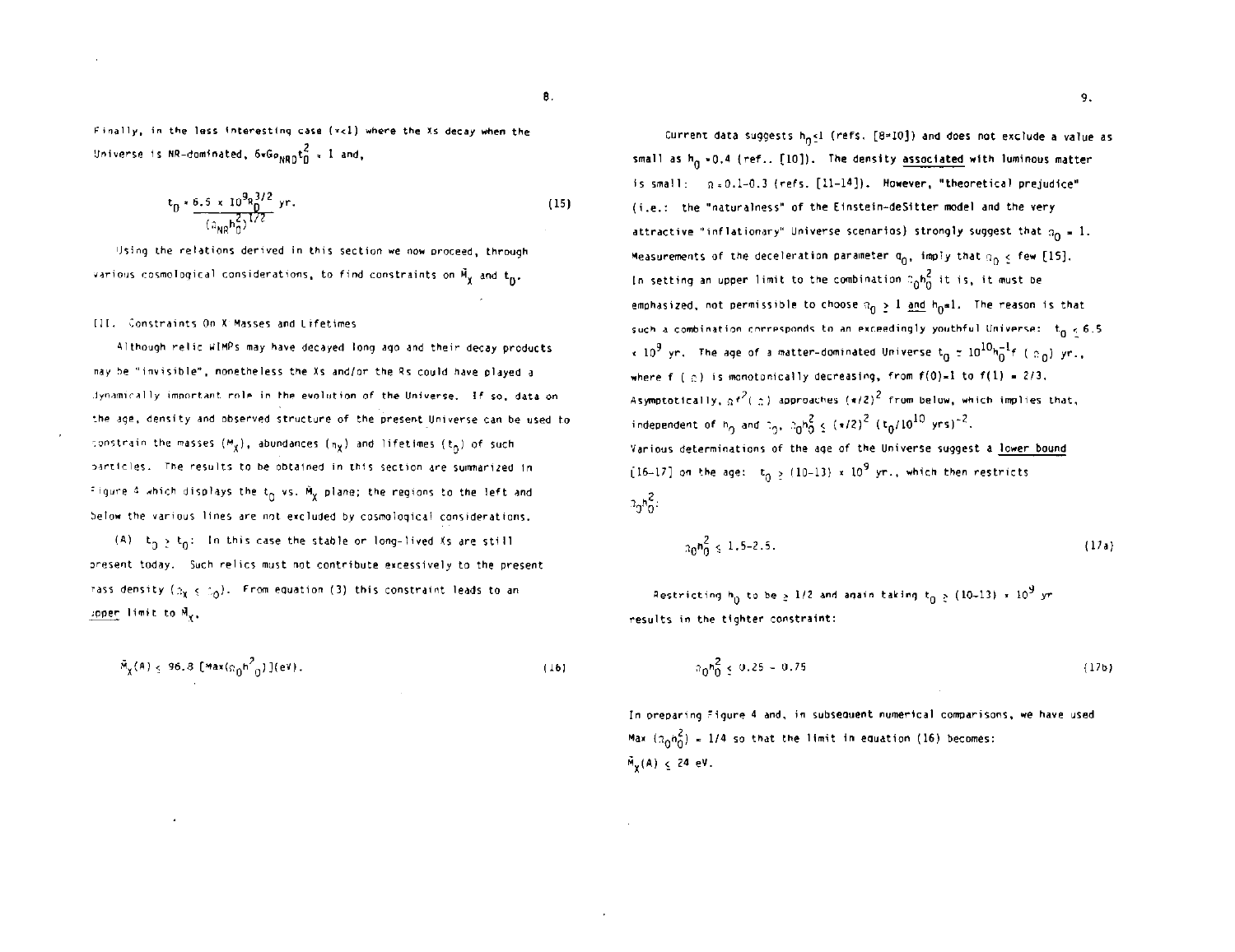Finally, in the less interesting case ($\tau<1$) where the Xs decay when the Universe is NR-dominated, $6\pi G\rho_{NRD}t_D^2 = 1$ and,

$$t_D = \frac{6.5 \times 10^9 R_D^{3/2}}{(\Omega_{NR}h_0^2)^{1/2}} \text{ yr.} \tag{15}$$

Using the relations derived in this section we now proceed, through various cosmological considerations, to find constraints on $\tilde{M}_X$ and $t_D$.

## III. Constraints On X Masses and Lifetimes

Although relic WIMPs may have decayed long ago and their decay products may be "invisible", nonetheless the Xs and/or the Rs could have played a dynamically important role in the evolution of the Universe. If so, data on the age, density and observed structure of the present Universe can be used to constrain the masses ($M_X$), abundances ($n_X$) and lifetimes ($t_D$) of such particles. The results to be obtained in this section are summarized in Figure 4 which displays the $t_D$ vs. $\tilde{M}_X$ plane; the regions to the left and below the various lines are not excluded by cosmological considerations.

(A) $t_D \geq t_0$: In this case the stable or long-lived Xs are still present today. Such relics must not contribute excessively to the present mass density ($\Omega_X \leq \Omega_0$). From equation (3) this constraint leads to an upper limit to $\tilde{M}_X$,

$$\tilde{M}_X(A) \leq 96.8\,[\text{Max}(\Omega_0 h_0^2)](\text{eV}). \tag{16}$$

Current data suggests $h_0 \lesssim 1$ (refs. [8-10]) and does not exclude a value as small as $h_0 \approx 0.4$ (ref.. [10]). The density associated with luminous matter is small: $\Omega \approx 0.1$-$0.3$ (refs. [11-14]). However, "theoretical prejudice" (i.e.: the "naturalness" of the Einstein-deSitter model and the very attractive "inflationary" Universe scenarios) strongly suggest that $\Omega_0 = 1$. Measurements of the deceleration parameter $q_0$, imply that $\Omega_0 \leq$ few [15]. In setting an upper limit to the combination $\Omega_0 h_0^2$ it is, it must be emphasized, not permissible to choose $\Omega_0 \geq 1$ and $h_0 = 1$. The reason is that such a combination corresponds to an exceedingly youthful Universe: $t_0 \lesssim 6.5 \times 10^9$ yr. The age of a matter-dominated Universe $t_0 \simeq 10^{10} h_0^{-1} f(\Omega_0)$ yr., where $f(\Omega)$ is monotonically decreasing, from $f(0)=1$ to $f(1) = 2/3$. Asymptotically, $\Omega f^2(\Omega)$ approaches $(\pi/2)^2$ from below, which implies that, independent of $h_0$ and $\Omega_0$, $\Omega_0 h_0^2 \leq (\pi/2)^2\,(t_0/10^{10}\text{ yrs})^{-2}$. Various determinations of the age of the Universe suggest a lower bound [16-17] on the age: $t_0 \geq (10$-$13) \times 10^9$ yr., which then restricts $\Omega_0 h_0^2$:

$$\Omega_0 h_0^2 \leq 1.5\text{-}2.5. \tag{17a}$$

Restricting $h_0$ to be $\geq 1/2$ and again taking $t_0 \geq (10$-$13) \times 10^9$ yr results in the tighter constraint:

$$\Omega_0 h_0^2 \leq 0.25 - 0.75 \tag{17b}$$

In preparing Figure 4 and, in subsequent numerical comparisons, we have used $\text{Max}(\Omega_0 h_0^2) = 1/4$ so that the limit in equation (16) becomes: $\tilde{M}_X(A) \leq 24$ eV.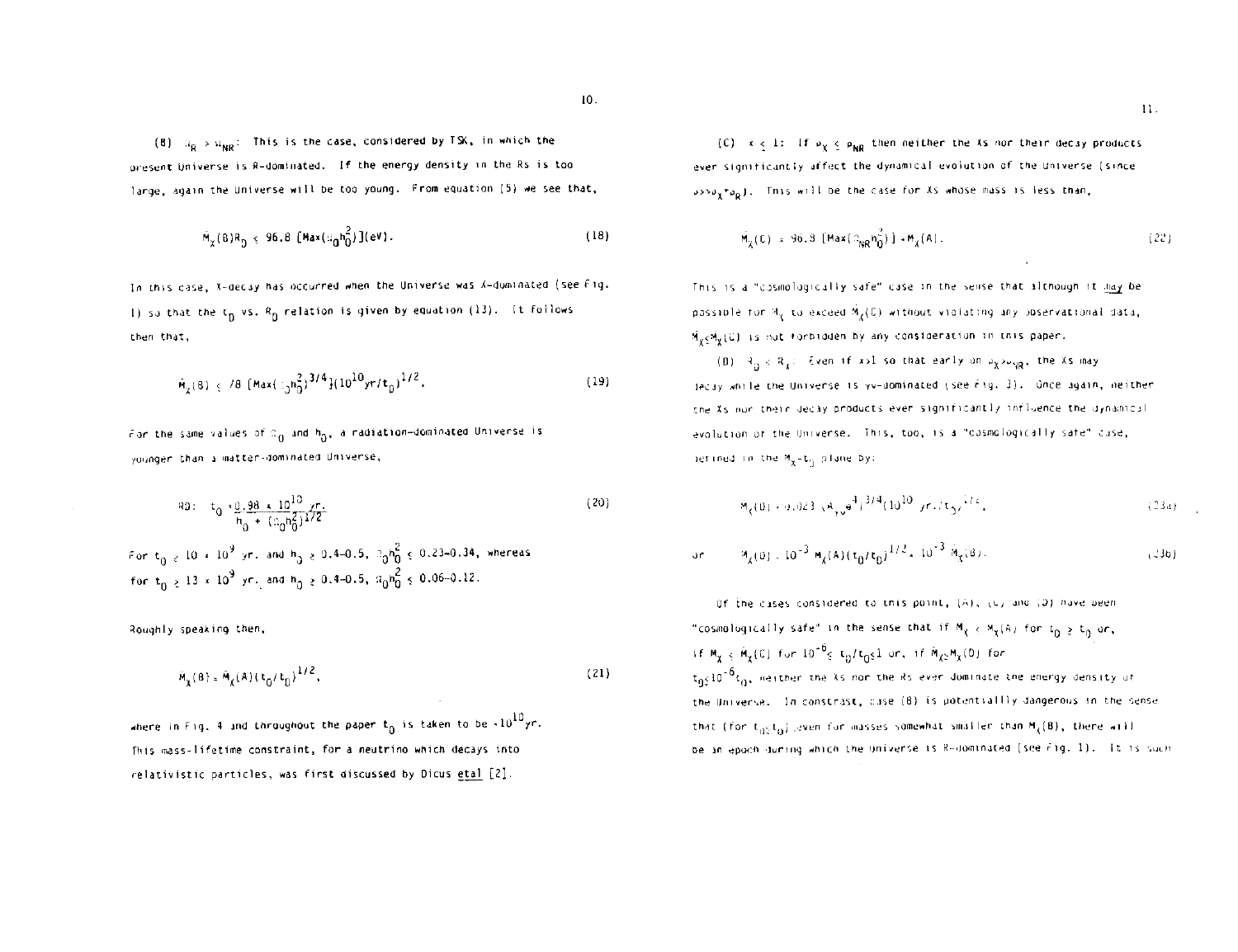(B) $\rho_R > \rho_{NR}$: This is the case, considered by TSK, in which the present Universe is R-dominated. If the energy density in the Rs is too large, again the Universe will be too young. From equation (5) we see that,

$$M_X(B)R_D \leq 96.8 \, [\mathrm{Max}(\Omega_0 h_0^2)](\mathrm{eV}). \tag{18}$$

In this case, X-decay has occurred when the Universe was X-dominated (see Fig. 1) so that the $t_D$ vs. $R_D$ relation is given by equation (13). It follows then that,

$$\bar{M}_X(B) \leq 78 \, [\mathrm{Max}(\Omega_0 h_0^2)^{3/4}](10^{10}\mathrm{yr}/t_D)^{1/2}. \tag{19}$$

For the same values of $\Omega_0$ and $h_0$, a radiation-dominated Universe is younger than a matter-dominated Universe,

$$\mathrm{RD:} \quad t_0 = \frac{0.98 \times 10^{10}\,\mathrm{yr.}}{h_0 + (\Omega_0 h_0^2)^{1/2}} \tag{20}$$

For $t_0 \gtrsim 10 \times 10^9$ yr. and $h_0 \gtrsim 0.4$–$0.5$, $\Omega_0 h_0^2 \leq 0.23$–$0.34$, whereas for $t_0 \gtrsim 13 \times 10^9$ yr. and $h_0 \gtrsim 0.4$–$0.5$, $\Omega_0 h_0^2 \leq 0.06$–$0.12$.

Roughly speaking then,

$$M_X(B) \approx \bar{M}_X(A)(t_0/t_D)^{1/2}, \tag{21}$$

where in Fig. 4 and throughout the paper $t_0$ is taken to be $\sim 10^{10}$yr. This mass-lifetime constraint, for a neutrino which decays into relativistic particles, was first discussed by Dicus etal [2].

(C) $x \leq 1$: If $\rho_X \leq \rho_{NR}$ then neither the Xs nor their decay products ever significantly affect the dynamical evolution of the Universe (since $\rho >> \rho_X + \rho_R$). This will be the case for Xs whose mass is less than,

$$M_X(C) = 96.8 \, [\mathrm{Max}(\Omega_{NR} h_0^2)] = M_X(A). \tag{22}$$

This is a "cosmologically safe" case in the sense that although it *may* be possible for $M_X$ to exceed $\bar{M}_X(C)$ without violating any observational data, $M_X \leq M_X(C)$ is not forbidden by any consideration in this paper.

(D) $R_D < R_X$: Even if $x > 1$ so that early on $\rho_X > \rho_R$, the Xs may decay while the Universe is $\gamma\nu$-dominated (see Fig. 3). Once again, neither the Xs nor their decay products ever significantly influence the dynamical evolution of the Universe. This, too, is a "cosmologically safe" case, defined in the $M_X$–$t_D$ plane by:

$$M_X(D) = 0.023 \, (A_{\gamma\nu} \theta^4)^{3/4} (10^{10}\,\mathrm{yr}/t_D)^{1/2}, \tag{23a}$$

or $$M_X(D) = 10^{-3} \, M_X(A)(t_0/t_D)^{1/2} = 10^{-3} \, \bar{M}_X(B). \tag{23b}$$

Of the cases considered to this point, (A), (C) and (D) have been "cosmologically safe" in the sense that if $M_X < M_X(A)$ for $t_D \geq t_0$ or, if $M_X \leq M_X(C)$ for $10^{-6} \lesssim t_D/t_0 \lesssim 1$ or, if $\bar{M}_X \lesssim M_X(D)$ for $t_D \lesssim 10^{-6} t_0$, neither the Xs nor the Rs ever dominate the energy density of the Universe. In constrast, case (B) is potentialllly dangerous in the sense that (for $t_D \lesssim t_0$) even for masses somewhat smaller than $M_X(B)$, there will be an epoch during which the Universe is R-dominated (see Fig. 1). It is such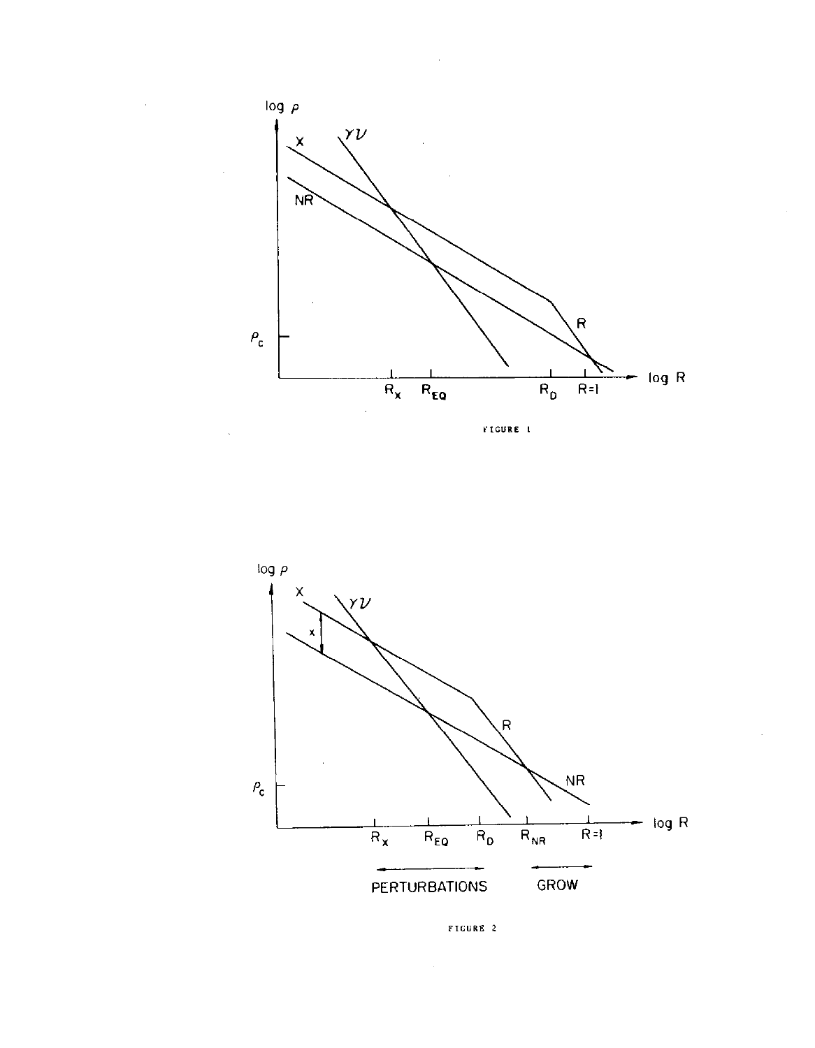FIGURE 1

FIGURE 2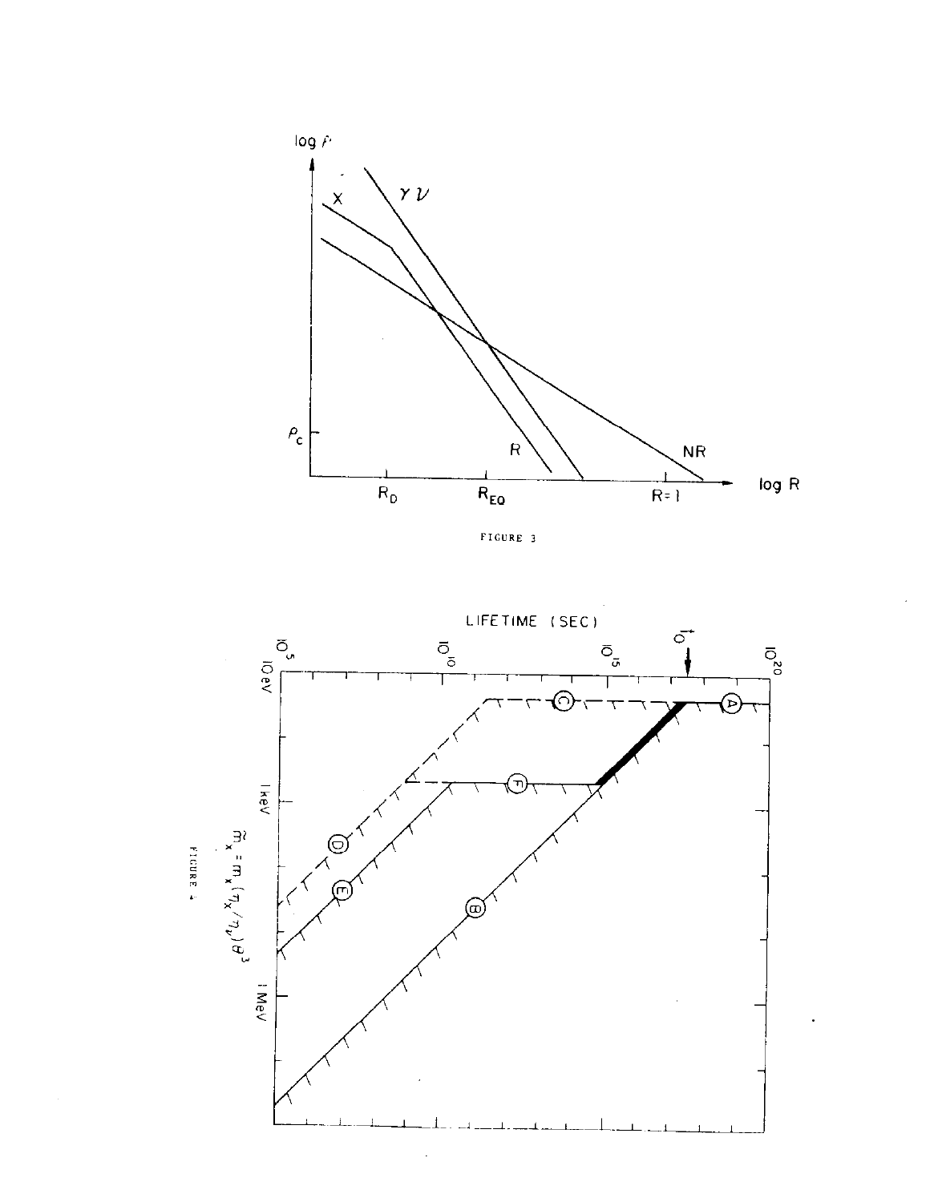FIGURE 3

FIGURE 4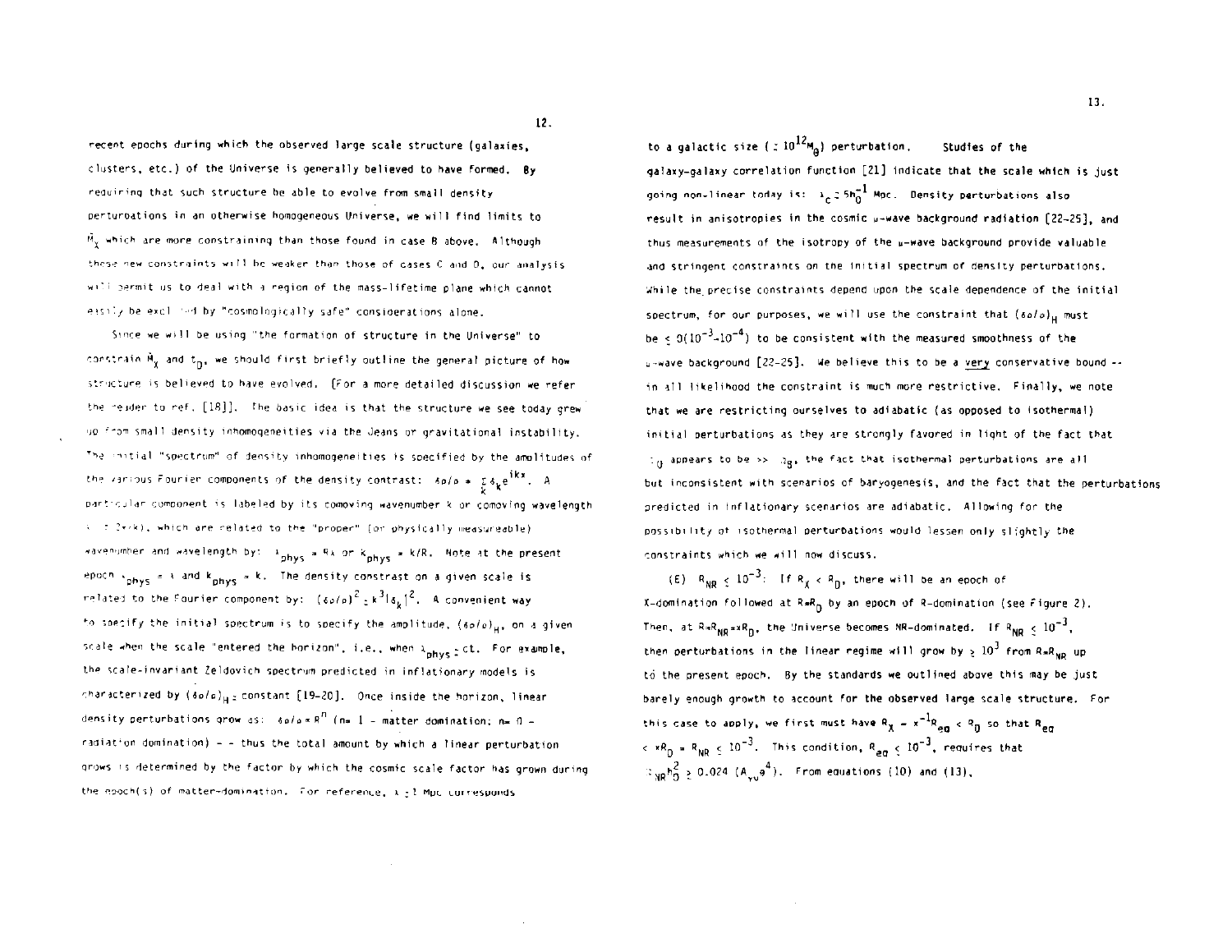recent epochs during which the observed large scale structure (galaxies, clusters, etc.) of the Universe is generally believed to have formed. By requiring that such structure be able to evolve from small density perturbations in an otherwise homogeneous Universe, we will find limits to $\tilde{M}_X$ which are more constraining than those found in case B above. Although these new constraints will be weaker than those of cases C and D, our analysis will permit us to deal with a region of the mass-lifetime plane which cannot easily be excluded by "cosmologically safe" considerations alone.

Since we will be using "the formation of structure in the Universe" to constrain $\tilde{M}_X$ and $t_D$, we should first briefly outline the general picture of how structure is believed to have evolved. [For a more detailed discussion we refer the reader to ref. [18]]. The basic idea is that the structure we see today grew up from small density inhomogeneities via the Jeans or gravitational instability. The initial "spectrum" of density inhomogeneities is specified by the amplitudes of the various Fourier components of the density contrast: $\delta\rho/\rho = \sum_k \delta_k e^{ikx}$. A particular component is labeled by its comoving wavenumber k or comoving wavelength $\lambda$ ($= 2\pi/k$), which are related to the "proper" (or physically measureable) wavenumber and wavelength by: $\lambda_{phys} = R\lambda$ or $k_{phys} = k/R$. Note at the present epoch $\lambda_{phys} = \lambda$ and $k_{phys} = k$. The density constrast on a given scale is related to the Fourier component by: $(\delta\rho/\rho)^2 \simeq k^3|\delta_k|^2$. A convenient way to specify the initial spectrum is to specify the amplitude, $(\delta\rho/\rho)_H$, on a given scale when the scale "entered the horizon", i.e., when $\lambda_{phys} \simeq ct$. For example, the scale-invariant Zeldovich spectrum predicted in inflationary models is characterized by $(\delta\rho/\rho)_H \simeq$ constant [19-20]. Once inside the horizon, linear density perturbations grow as: $\delta\rho/\rho \propto R^n$ ($n = 1$ - matter domination; $n = 0$ - radiation domination) - - thus the total amount by which a linear perturbation grows is determined by the factor by which the cosmic scale factor has grown during the epoch(s) of matter-domination. For reference, $\lambda \simeq 1$ Mpc corresponds to a galactic size ($\simeq 10^{12}M_\odot$) perturbation. Studies of the galaxy-galaxy correlation function [21] indicate that the scale which is just going non-linear today is: $\lambda_c \simeq 5h_0^{-1}$ Mpc. Density perturbations also result in anisotropies in the cosmic $\mu$-wave background radiation [22-25], and thus measurements of the isotropy of the $\mu$-wave background provide valuable and stringent constraints on the initial spectrum of density perturbations. While the precise constraints depend upon the scale dependence of the initial spectrum, for our purposes, we will use the constraint that $(\delta\rho/\rho)_H$ must be $\lesssim 0(10^{-3}-10^{-4})$ to be consistent with the measured smoothness of the $\mu$-wave background [22-25]. We believe this to be a very conservative bound -- in all likelihood the constraint is much more restrictive. Finally, we note that we are restricting ourselves to adiabatic (as opposed to isothermal) initial perturbations as they are strongly favored in light of the fact that $\Omega_0$ appears to be $\gg \Omega_B$, the fact that isothermal perturbations are all but inconsistent with scenarios of baryogenesis, and the fact that the perturbations predicted in inflationary scenarios are adiabatic. Allowing for the possibility of isothermal perturbations would lessen only slightly the constraints which we will now discuss.

(E) $R_{NR} \lesssim 10^{-3}$: If $R_X < R_D$, there will be an epoch of X-domination followed at $R=R_D$ by an epoch of R-domination (see Figure 2). Then, at $R=R_{NR}=xR_D$, the Universe becomes NR-dominated. If $R_{NR} \lesssim 10^{-3}$, then perturbations in the linear regime will grow by $\gtrsim 10^3$ from $R=R_{NR}$ up to the present epoch. By the standards we outlined above this may be just barely enough growth to account for the observed large scale structure. For this case to apply, we first must have $R_X = x^{-1}R_{eq} < R_D$ so that $R_{eq} < xR_D = R_{NR} \lesssim 10^{-3}$. This condition, $R_{eq} \lesssim 10^{-3}$, requires that $\Omega_{NR}h_0^2 \gtrsim 0.024\ (A_{\gamma\nu}\theta^4)$. From equations (10) and (13),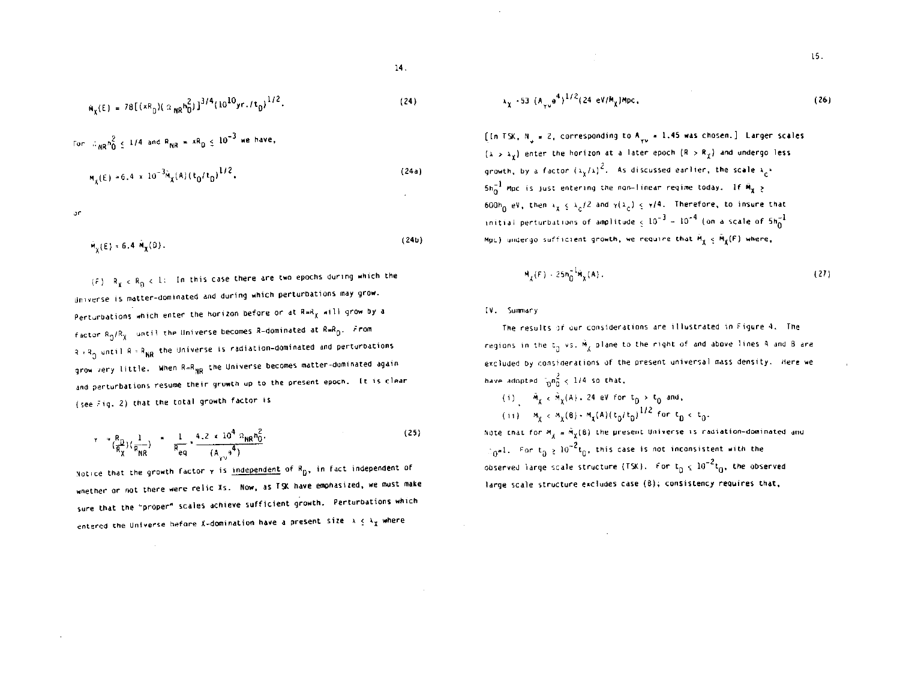$$\hat{M}_X(E) = 78[(xR_D)(\Omega_{NR}h_0^2)]^{3/4}(10^{10}\mathrm{yr.}/t_D)^{1/2}. \tag{24}$$

For $\Omega_{NR}h_0^2 \le 1/4$ and $R_{NR} = xR_D \le 10^{-3}$ we have,

$$M_X(E) = 6.4 \times 10^{-3}\hat{M}_X(A)(t_0/t_D)^{1/2}, \tag{24a}$$

or

$$\hat{M}_X(E) = 6.4\ \hat{M}_X(D). \tag{24b}$$

(F) $R_X < R_D < 1$: In this case there are two epochs during which the Universe is matter-dominated and during which perturbations may grow. Perturbations which enter the horizon before or at $R=R_X$ will grow by a factor $R_D/R_X$ until the Universe becomes R-dominated at $R=R_D$. From $R = R_D$ until $R = R_{NR}$ the Universe is radiation-dominated and perturbations grow very little. When $R=R_{NR}$ the Universe becomes matter-dominated again and perturbations resume their growth up to the present epoch. It is clear (see Fig. 2) that the total growth factor is

$$\gamma = (\frac{R_D}{R_X})(\frac{1}{R_{NR}}) = \frac{1}{R_{eq}} = \frac{4.2 \times 10^4\ \Omega_{NR}h_0^2}{(A_{\gamma\nu}\theta^4)}. \tag{25}$$

Notice that the growth factor $\gamma$ is <u>independent</u> of $R_D$, in fact independent of whether or not there were relic Xs. Now, as TSK have emphasized, we must make sure that the "proper" scales achieve sufficient growth. Perturbations which entered the Universe before X-domination have a present size $\lambda \le \lambda_X$ where

$$\lambda_X = 53\ (A_{\gamma\nu}\theta^4)^{1/2}(24\ \mathrm{eV}/M_X)\mathrm{Mpc}. \tag{26}$$

[In TSK, $N_\nu = 2$, corresponding to $A_{\gamma\nu} = 1.45$ was chosen.] Larger scales ($\lambda > \lambda_X$) enter the horizon at a later epoch ($R > R_X$) and undergo less growth, by a factor $(\lambda_X/\lambda)^2$. As discussed earlier, the scale $\lambda_c = 5h_0^{-1}$ Mpc is just entering the non-linear regime today. If $M_X \ge 600h_0$ eV, then $\lambda_X \le \lambda_c/2$ and $\gamma(\lambda_c) \le \gamma/4$. Therefore, to insure that initial perturbations of amplitude $\le 10^{-3} - 10^{-4}$ (on a scale of $5h_0^{-1}$ Mpc) undergo sufficient growth, we require that $\hat{M}_X \le \hat{M}_X(F)$ where,

$$M_X(F) = 25h_0^{-1}\hat{M}_X(A). \tag{27}$$

## IV. Summary

The results of our considerations are illustrated in Figure 4. The regions in the $t_D$ vs. $\hat{M}_X$ plane to the right of and above lines A and B are excluded by considerations of the present universal mass density. Here we have adopted $\Omega_0 h_0^2 \le 1/4$ so that,

(i) $\hat{M}_X < \hat{M}_X(A) = 24$ eV for $t_D > t_0$ and,

(ii) $M_X < M_X(B) = M_X(A)(t_0/t_D)^{1/2}$ for $t_D < t_0$.

Note that for $M_X = \hat{M}_X(B)$ the present Universe is radiation-dominated and $\Omega_0 = 1$. For $t_D \ge 10^{-2}t_0$, this case is not inconsistent with the observed large scale structure (TSK). For $t_D \le 10^{-2}t_0$, the observed large scale structure excludes case (B); consistency requires that,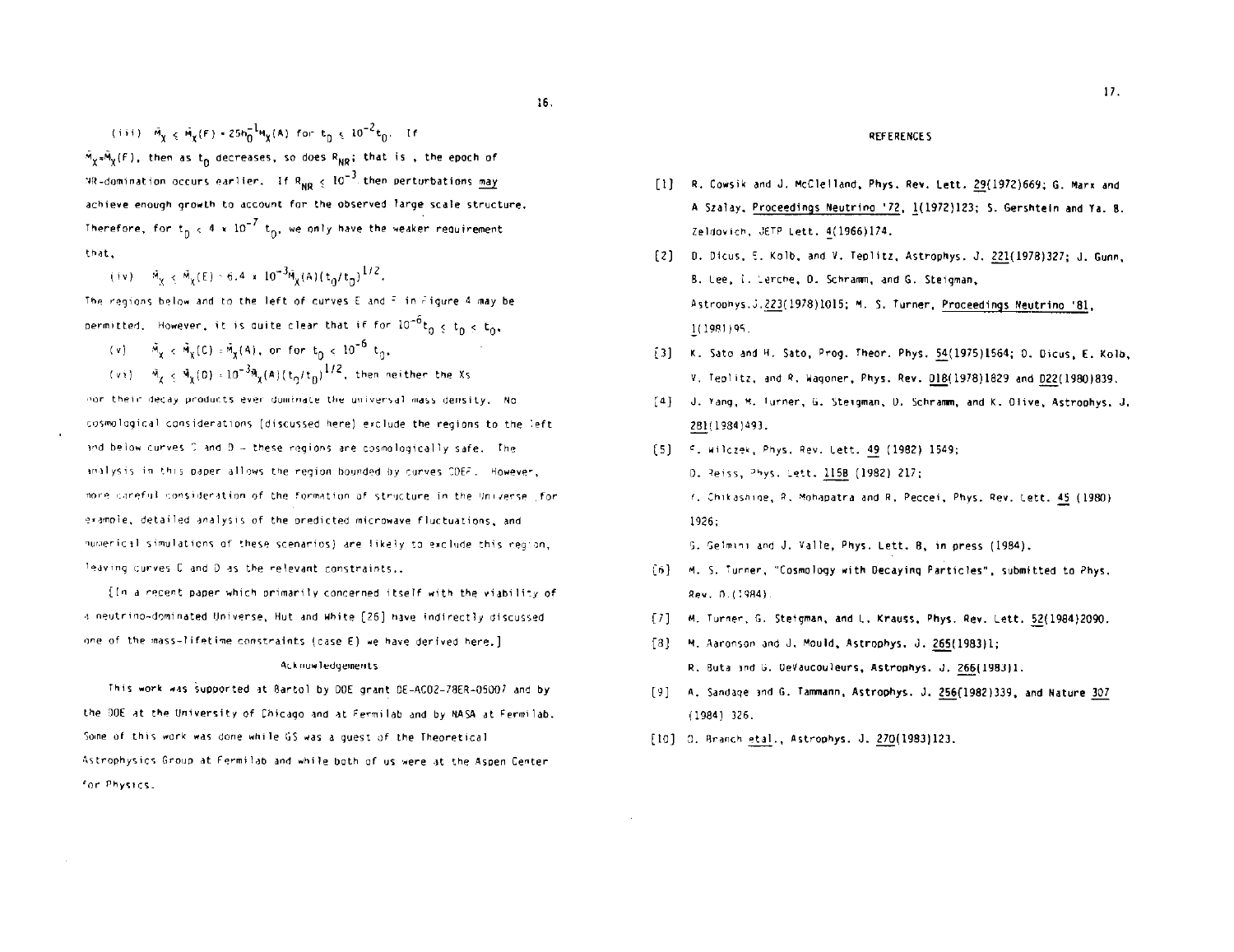(iii) $\tilde{M}_X \leq \tilde{M}_X(F) = 25h_0^{-1}M_X(A)$ for $t_D \leq 10^{-2}t_0$. If $\tilde{M}_X = \tilde{M}_X(F)$, then as $t_D$ decreases, so does $R_{NR}$; that is , the epoch of NR-domination occurs earlier. If $R_{NR} \leq 10^{-3}$ then perturbations may achieve enough growth to account for the observed large scale structure. Therefore, for $t_D < 4 \times 10^{-7}$ $t_0$, we only have the weaker requirement that,

(iv) $\tilde{M}_X \leq \tilde{M}_X(E) = 6.4 \times 10^{-3}\tilde{M}_X(A)(t_0/t_D)^{1/2}$.

The regions below and to the left of curves E and F in Figure 4 may be permitted. However, it is quite clear that if for $10^{-6}t_0 \leq t_D < t_0$,

(v) $\tilde{M}_X < \tilde{M}_X(C) = \tilde{M}_X(A)$, or for $t_D < 10^{-6}$ $t_0$,

(vi) $\tilde{M}_X \leq \tilde{M}_X(D) = 10^{-3}\tilde{M}_X(A)(t_0/t_D)^{1/2}$, then neither the Xs nor their decay products ever dominate the universal mass density. No cosmological considerations (discussed here) exclude the regions to the left and below curves C and D – these regions are cosmologically safe. The analysis in this paper allows the region bounded by curves CDEF. However, more careful consideration of the formation of structure in the Universe (for example, detailed analysis of the predicted microwave fluctuations, and numerical simulations of these scenarios) are likely to exclude this region, leaving curves C and D as the relevant constraints..

[In a recent paper which primarily concerned itself with the viability of a neutrino-dominated Universe, Hut and White [26] have indirectly discussed one of the mass-lifetime constraints (case E) we have derived here.]

### Acknowledgements

This work was supported at Bartol by DOE grant DE-AC02-78ER-05007 and by the DOE at the University of Chicago and at Fermilab and by NASA at Fermilab. Some of this work was done while GS was a guest of the Theoretical Astrophysics Group at Fermilab and while both of us were at the Aspen Center for Physics.

## REFERENCES

[1] R. Cowsik and J. McClelland, Phys. Rev. Lett. 29(1972)669; G. Marx and A Szalay, Proceedings Neutrino '72, 1(1972)123; S. Gershtein and Ya. B. Zeldovich, JETP Lett. 4(1966)174.

[2] D. Dicus, E. Kolb, and V. Teplitz, Astrophys. J. 221(1978)327; J. Gunn, B. Lee, I. Lerche, D. Schramm, and G. Steigman, Astrophys.J.223(1978)1015; M. S. Turner, Proceedings Neutrino '81, 1(1981)95.

[3] K. Sato and H. Sato, Prog. Theor. Phys. 54(1975)1564; D. Dicus, E. Kolb, V. Teplitz, and R. Wagoner, Phys. Rev. D18(1978)1829 and D22(1980)839.

[4] J. Yang, M. Turner, G. Steigman, D. Schramm, and K. Olive, Astrophys. J. 281(1984)493.

[5] F. Wilczek, Phys. Rev. Lett. 49 (1982) 1549;
D. Reiss, Phys. Lett. 115B (1982) 217;
Y. Chikashige, R. Mohapatra and R. Peccei, Phys. Rev. Lett. 45 (1980) 1926;
G. Gelmini and J. Valle, Phys. Lett. B, in press (1984).

[6] M. S. Turner, "Cosmology with Decaying Particles", submitted to Phys. Rev. D (1984).

[7] M. Turner, G. Steigman, and L. Krauss, Phys. Rev. Lett. 52(1984)2090.

[8] M. Aaronson and J. Mould, Astrophys. J. 265(1983)1;
R. Buta and G. DeVaucouleurs, Astrophys. J. 266(1983)1.

[9] A. Sandage and G. Tammann, Astrophys. J. 256(1982)339, and Nature 307 (1984) 326.

[10] D. Branch etal., Astrophys. J. 270(1983)123.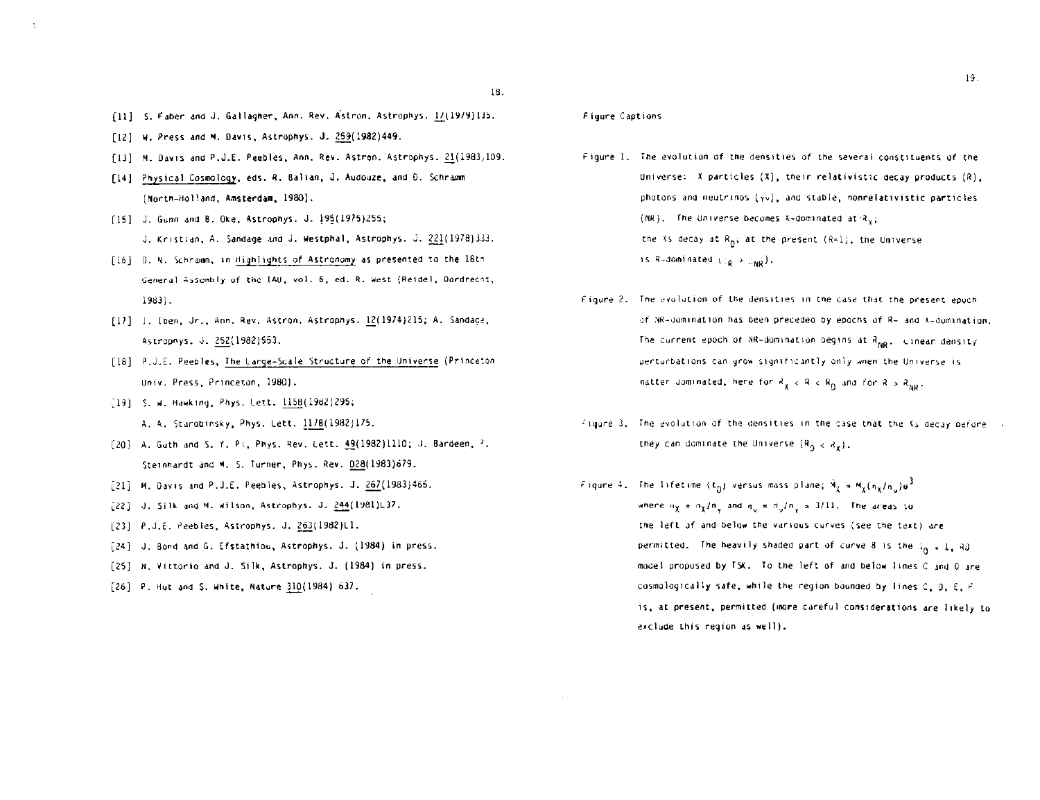[11] S. Faber and J. Gallagher, Ann. Rev. Astron. Astrophys. 17(1979)135.

[12] W. Press and M. Davis, Astrophys. J. 259(1982)449.

[13] M. Davis and P.J.E. Peebles, Ann. Rev. Astron. Astrophys. 21(1983)109.

[14] Physical Cosmology, eds. R. Balian, J. Audouze, and D. Schramm (North-Holland, Amsterdam, 1980).

[15] J. Gunn and B. Oke, Astrophys. J. 195(1975)255; J. Kristian, A. Sandage and J. Westphal, Astrophys. J. 221(1978)383.

[16] D. N. Schramm, in Highlights of Astronomy as presented to the 18th General Assembly of the IAU, vol. 6, ed. R. West (Reidel, Dordrecht, 1983).

[17] I. Iben, Jr., Ann. Rev. Astron. Astrophys. 12(1974)215; A. Sandage, Astrophys. J. 252(1982)553.

[18] P.J.E. Peebles, The Large-Scale Structure of the Universe (Princeton Univ. Press, Princeton, 1980).

[19] S. W. Hawking, Phys. Lett. 115B(1982)295; A. A. Starobinsky, Phys. Lett. 117B(1982)175.

[20] A. Guth and S. Y. Pi, Phys. Rev. Lett. 49(1982)1110; J. Bardeen, P. Steinhardt and M. S. Turner, Phys. Rev. D28(1983)679.

[21] M. Davis and P.J.E. Peebles, Astrophys. J. 267(1983)465.

[22] J. Silk and M. Wilson, Astrophys. J. 244(1981)L37.

[23] P.J.E. Peebles, Astrophys. J. 263(1982)L1.

[24] J. Bond and G. Efstathiou, Astrophys. J. (1984) in press.

[25] N. Vittorio and J. Silk, Astrophys. J. (1984) in press.

[26] P. Hut and S. White, Nature 310(1984) 637.

## Figure Captions

Figure 1. The evolution of the densities of the several constituents of the Universe: X particles (X), their relativistic decay products (R), photons and neutrinos ($\gamma\nu$), and stable, nonrelativistic particles (NR). The Universe becomes X-dominated at $R_X$; the Xs decay at $R_D$; at the present (R=1), the Universe is R-dominated ($\rho_R > \rho_{NR}$).

Figure 2. The evolution of the densities in the case that the present epoch of NR-domination has been preceded by epochs of R- and X-domination. The current epoch of NR-domination begins at $R_{NR}$. Linear density perturbations can grow significantly only when the Universe is matter dominated, here for $R_X < R < R_D$ and for $R > R_{NR}$.

Figure 3. The evolution of the densities in the case that the Xs decay before they can dominate the Universe ($R_D < R_X$).

Figure 4. The lifetime ($t_D$) versus mass plane; $\tilde{M}_X = M_X(n_X/n_\nu)\theta^3$ where $n_X = n_X/n_\gamma$ and $n_\nu = n_\nu/n_\gamma = 3/11$. The areas to the left of and below the various curves (see the text) are permitted. The heavily shaded part of curve B is the $\Omega_0 = 1$, RD model proposed by TSK. To the left of and below lines C and D are cosmologically safe, while the region bounded by lines C, D, E, F is, at present, permitted (more careful considerations are likely to exclude this region as well).